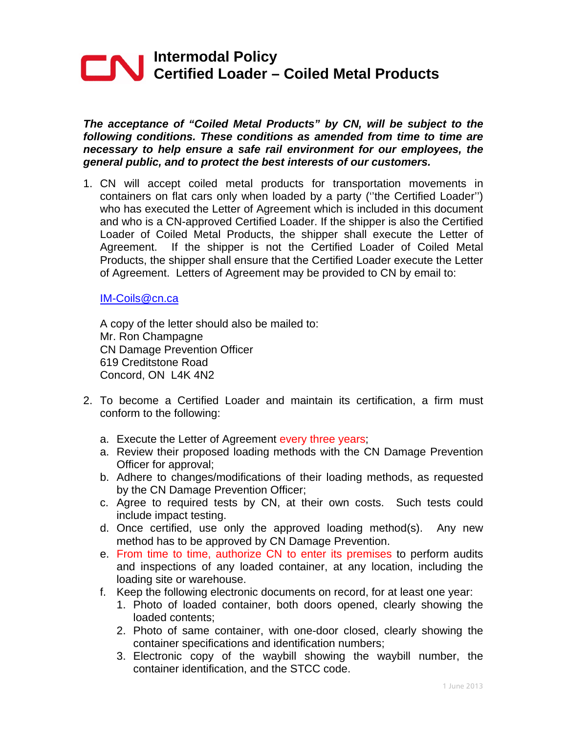# Intermodal Policy
# Certified Loader – Coiled Metal Products

***The acceptance of "Coiled Metal Products" by CN, will be subject to the following conditions. These conditions as amended from time to time are necessary to help ensure a safe rail environment for our employees, the general public, and to protect the best interests of our customers.***

1. CN will accept coiled metal products for transportation movements in containers on flat cars only when loaded by a party (''the Certified Loader'') who has executed the Letter of Agreement which is included in this document and who is a CN-approved Certified Loader. If the shipper is also the Certified Loader of Coiled Metal Products, the shipper shall execute the Letter of Agreement. If the shipper is not the Certified Loader of Coiled Metal Products, the shipper shall ensure that the Certified Loader execute the Letter of Agreement. Letters of Agreement may be provided to CN by email to:

   IM-Coils@cn.ca

   A copy of the letter should also be mailed to:
   Mr. Ron Champagne
   CN Damage Prevention Officer
   619 Creditstone Road
   Concord, ON L4K 4N2

2. To become a Certified Loader and maintain its certification, a firm must conform to the following:

   a. Execute the Letter of Agreement every three years;
   a. Review their proposed loading methods with the CN Damage Prevention Officer for approval;
   b. Adhere to changes/modifications of their loading methods, as requested by the CN Damage Prevention Officer;
   c. Agree to required tests by CN, at their own costs. Such tests could include impact testing.
   d. Once certified, use only the approved loading method(s). Any new method has to be approved by CN Damage Prevention.
   e. From time to time, authorize CN to enter its premises to perform audits and inspections of any loaded container, at any location, including the loading site or warehouse.
   f. Keep the following electronic documents on record, for at least one year:
      1. Photo of loaded container, both doors opened, clearly showing the loaded contents;
      2. Photo of same container, with one-door closed, clearly showing the container specifications and identification numbers;
      3. Electronic copy of the waybill showing the waybill number, the container identification, and the STCC code.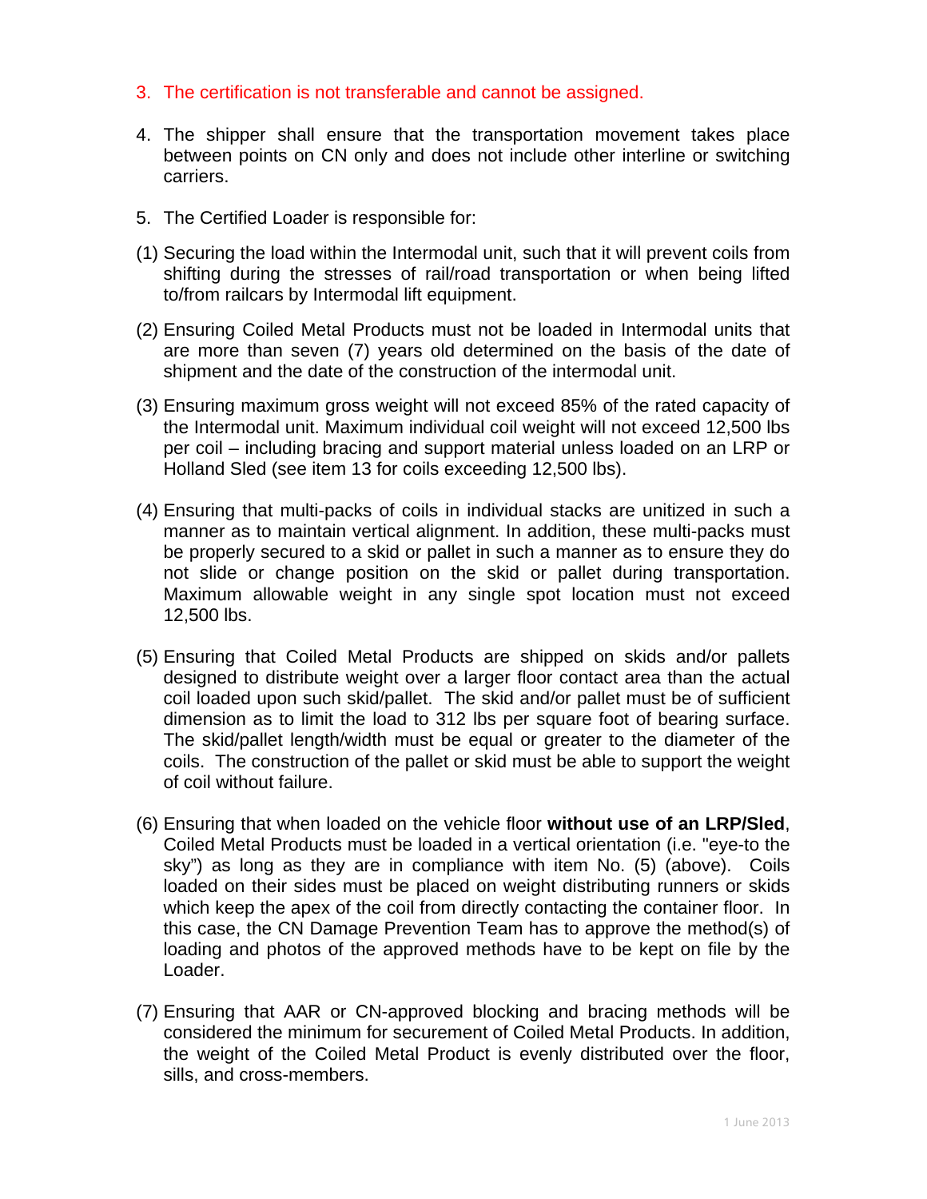3. The certification is not transferable and cannot be assigned.

4. The shipper shall ensure that the transportation movement takes place between points on CN only and does not include other interline or switching carriers.

5. The Certified Loader is responsible for:

(1) Securing the load within the Intermodal unit, such that it will prevent coils from shifting during the stresses of rail/road transportation or when being lifted to/from railcars by Intermodal lift equipment.

(2) Ensuring Coiled Metal Products must not be loaded in Intermodal units that are more than seven (7) years old determined on the basis of the date of shipment and the date of the construction of the intermodal unit.

(3) Ensuring maximum gross weight will not exceed 85% of the rated capacity of the Intermodal unit. Maximum individual coil weight will not exceed 12,500 lbs per coil – including bracing and support material unless loaded on an LRP or Holland Sled (see item 13 for coils exceeding 12,500 lbs).

(4) Ensuring that multi-packs of coils in individual stacks are unitized in such a manner as to maintain vertical alignment. In addition, these multi-packs must be properly secured to a skid or pallet in such a manner as to ensure they do not slide or change position on the skid or pallet during transportation. Maximum allowable weight in any single spot location must not exceed 12,500 lbs.

(5) Ensuring that Coiled Metal Products are shipped on skids and/or pallets designed to distribute weight over a larger floor contact area than the actual coil loaded upon such skid/pallet. The skid and/or pallet must be of sufficient dimension as to limit the load to 312 lbs per square foot of bearing surface. The skid/pallet length/width must be equal or greater to the diameter of the coils. The construction of the pallet or skid must be able to support the weight of coil without failure.

(6) Ensuring that when loaded on the vehicle floor **without use of an LRP/Sled**, Coiled Metal Products must be loaded in a vertical orientation (i.e. "eye-to the sky") as long as they are in compliance with item No. (5) (above). Coils loaded on their sides must be placed on weight distributing runners or skids which keep the apex of the coil from directly contacting the container floor. In this case, the CN Damage Prevention Team has to approve the method(s) of loading and photos of the approved methods have to be kept on file by the Loader.

(7) Ensuring that AAR or CN-approved blocking and bracing methods will be considered the minimum for securement of Coiled Metal Products. In addition, the weight of the Coiled Metal Product is evenly distributed over the floor, sills, and cross-members.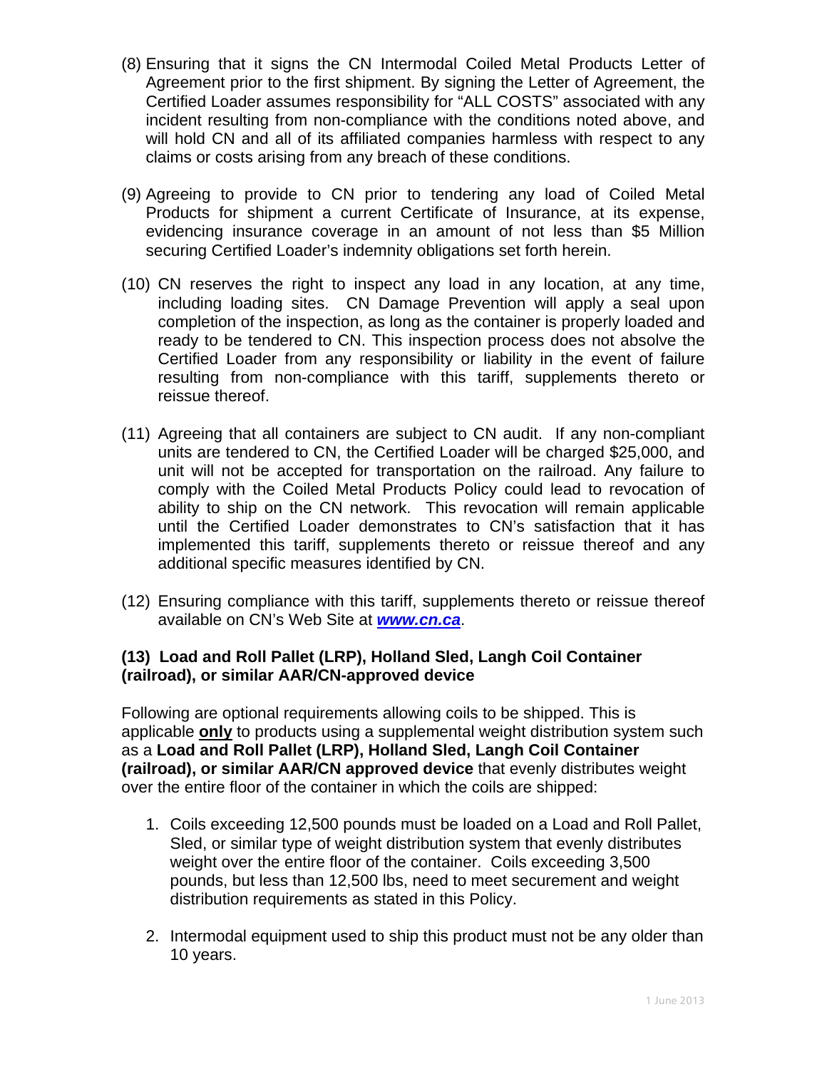(8) Ensuring that it signs the CN Intermodal Coiled Metal Products Letter of Agreement prior to the first shipment. By signing the Letter of Agreement, the Certified Loader assumes responsibility for "ALL COSTS" associated with any incident resulting from non-compliance with the conditions noted above, and will hold CN and all of its affiliated companies harmless with respect to any claims or costs arising from any breach of these conditions.

(9) Agreeing to provide to CN prior to tendering any load of Coiled Metal Products for shipment a current Certificate of Insurance, at its expense, evidencing insurance coverage in an amount of not less than $5 Million securing Certified Loader's indemnity obligations set forth herein.

(10) CN reserves the right to inspect any load in any location, at any time, including loading sites. CN Damage Prevention will apply a seal upon completion of the inspection, as long as the container is properly loaded and ready to be tendered to CN. This inspection process does not absolve the Certified Loader from any responsibility or liability in the event of failure resulting from non-compliance with this tariff, supplements thereto or reissue thereof.

(11) Agreeing that all containers are subject to CN audit. If any non-compliant units are tendered to CN, the Certified Loader will be charged $25,000, and unit will not be accepted for transportation on the railroad. Any failure to comply with the Coiled Metal Products Policy could lead to revocation of ability to ship on the CN network. This revocation will remain applicable until the Certified Loader demonstrates to CN's satisfaction that it has implemented this tariff, supplements thereto or reissue thereof and any additional specific measures identified by CN.

(12) Ensuring compliance with this tariff, supplements thereto or reissue thereof available on CN's Web Site at ***www.cn.ca***.

**(13) Load and Roll Pallet (LRP), Holland Sled, Langh Coil Container (railroad), or similar AAR/CN-approved device**

Following are optional requirements allowing coils to be shipped. This is applicable **only** to products using a supplemental weight distribution system such as a **Load and Roll Pallet (LRP), Holland Sled, Langh Coil Container (railroad), or similar AAR/CN approved device** that evenly distributes weight over the entire floor of the container in which the coils are shipped:

1. Coils exceeding 12,500 pounds must be loaded on a Load and Roll Pallet, Sled, or similar type of weight distribution system that evenly distributes weight over the entire floor of the container. Coils exceeding 3,500 pounds, but less than 12,500 lbs, need to meet securement and weight distribution requirements as stated in this Policy.

2. Intermodal equipment used to ship this product must not be any older than 10 years.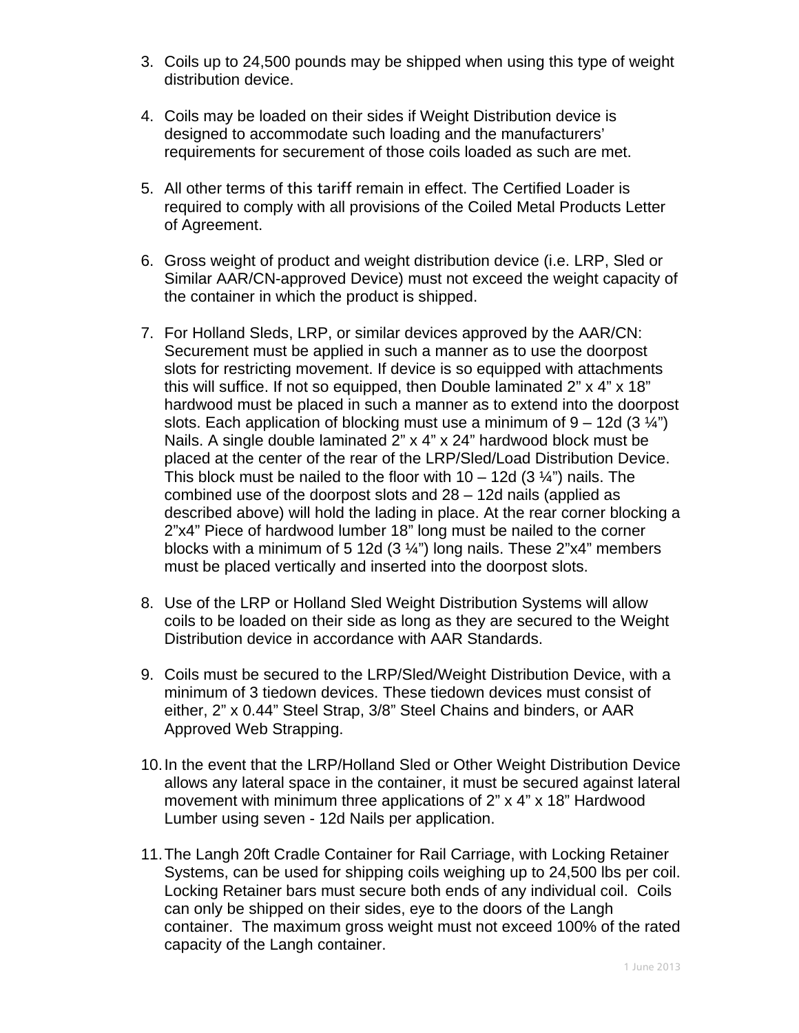3. Coils up to 24,500 pounds may be shipped when using this type of weight distribution device.

4. Coils may be loaded on their sides if Weight Distribution device is designed to accommodate such loading and the manufacturers' requirements for securement of those coils loaded as such are met.

5. All other terms of this tariff remain in effect. The Certified Loader is required to comply with all provisions of the Coiled Metal Products Letter of Agreement.

6. Gross weight of product and weight distribution device (i.e. LRP, Sled or Similar AAR/CN-approved Device) must not exceed the weight capacity of the container in which the product is shipped.

7. For Holland Sleds, LRP, or similar devices approved by the AAR/CN: Securement must be applied in such a manner as to use the doorpost slots for restricting movement. If device is so equipped with attachments this will suffice. If not so equipped, then Double laminated 2" x 4" x 18" hardwood must be placed in such a manner as to extend into the doorpost slots. Each application of blocking must use a minimum of 9 – 12d (3 ¼") Nails. A single double laminated 2" x 4" x 24" hardwood block must be placed at the center of the rear of the LRP/Sled/Load Distribution Device. This block must be nailed to the floor with 10 – 12d (3 ¼") nails. The combined use of the doorpost slots and 28 – 12d nails (applied as described above) will hold the lading in place. At the rear corner blocking a 2"x4" Piece of hardwood lumber 18" long must be nailed to the corner blocks with a minimum of 5 12d (3 ¼") long nails. These 2"x4" members must be placed vertically and inserted into the doorpost slots.

8. Use of the LRP or Holland Sled Weight Distribution Systems will allow coils to be loaded on their side as long as they are secured to the Weight Distribution device in accordance with AAR Standards.

9. Coils must be secured to the LRP/Sled/Weight Distribution Device, with a minimum of 3 tiedown devices. These tiedown devices must consist of either, 2" x 0.44" Steel Strap, 3/8" Steel Chains and binders, or AAR Approved Web Strapping.

10. In the event that the LRP/Holland Sled or Other Weight Distribution Device allows any lateral space in the container, it must be secured against lateral movement with minimum three applications of 2" x 4" x 18" Hardwood Lumber using seven - 12d Nails per application.

11. The Langh 20ft Cradle Container for Rail Carriage, with Locking Retainer Systems, can be used for shipping coils weighing up to 24,500 lbs per coil. Locking Retainer bars must secure both ends of any individual coil. Coils can only be shipped on their sides, eye to the doors of the Langh container. The maximum gross weight must not exceed 100% of the rated capacity of the Langh container.

1 June 2013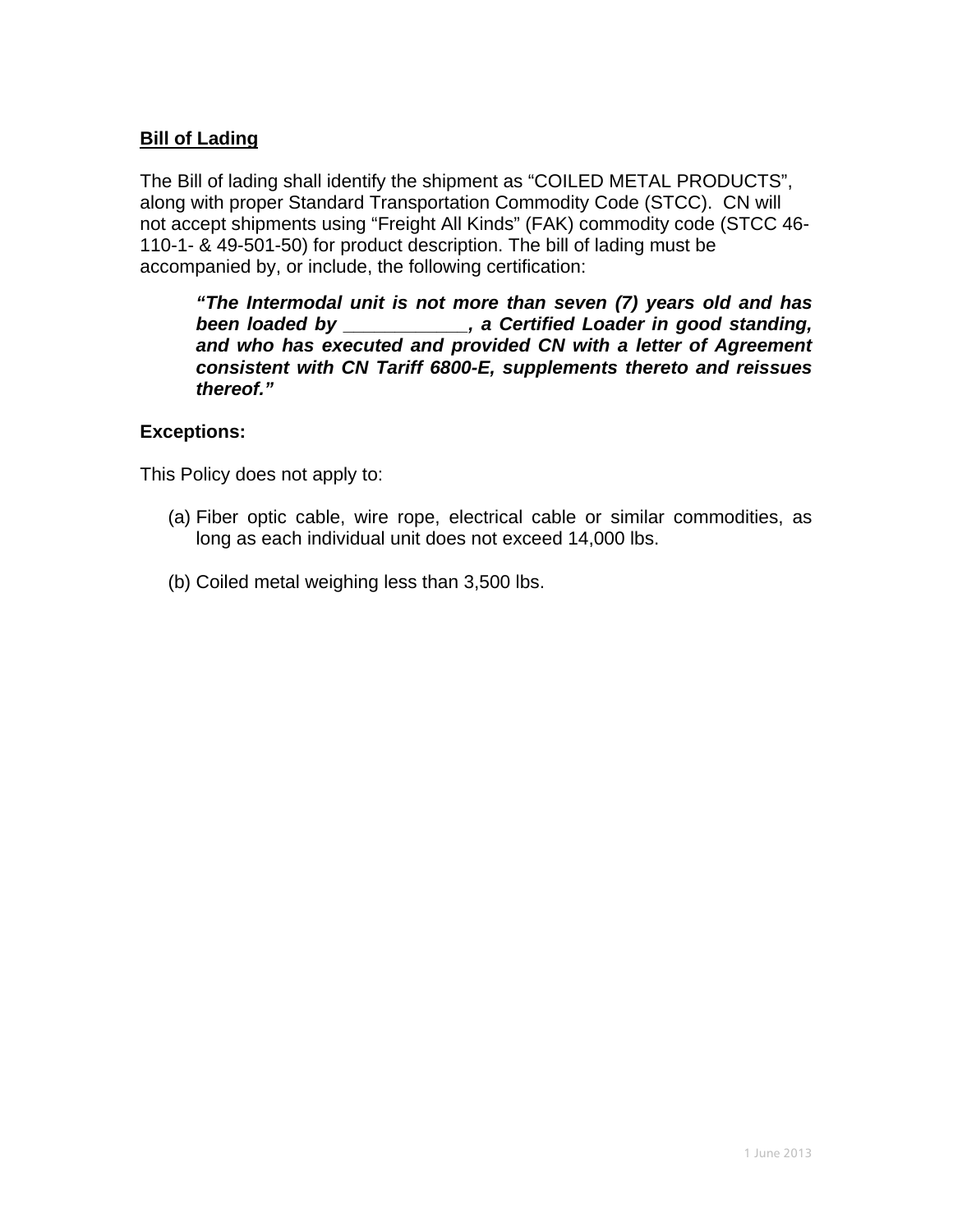## Bill of Lading

The Bill of lading shall identify the shipment as "COILED METAL PRODUCTS", along with proper Standard Transportation Commodity Code (STCC). CN will not accept shipments using "Freight All Kinds" (FAK) commodity code (STCC 46-110-1- & 49-501-50) for product description. The bill of lading must be accompanied by, or include, the following certification:

> ***"The Intermodal unit is not more than seven (7) years old and has been loaded by ___________, a Certified Loader in good standing, and who has executed and provided CN with a letter of Agreement consistent with CN Tariff 6800-E, supplements thereto and reissues thereof."***

**Exceptions:**

This Policy does not apply to:

(a) Fiber optic cable, wire rope, electrical cable or similar commodities, as long as each individual unit does not exceed 14,000 lbs.

(b) Coiled metal weighing less than 3,500 lbs.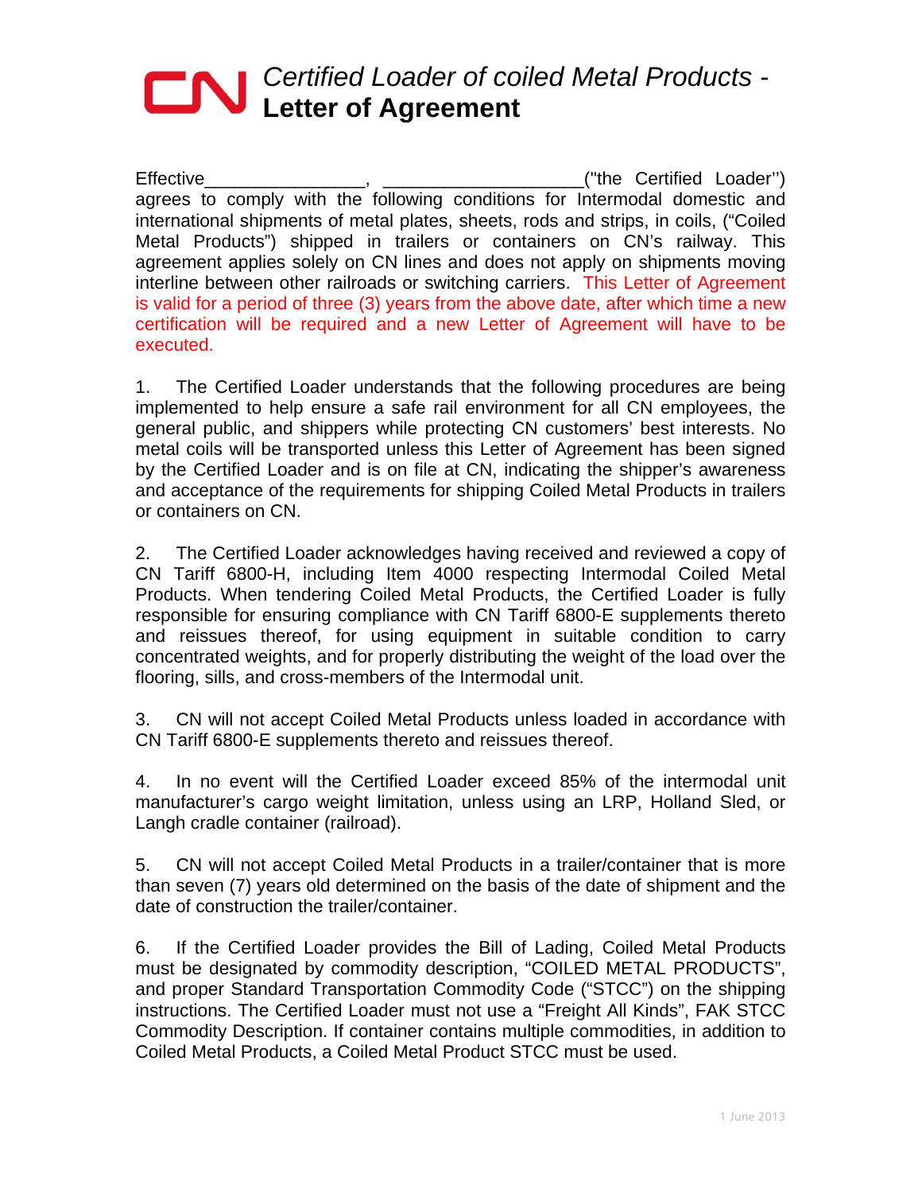# *Certified Loader of coiled Metal Products -* **Letter of Agreement**

Effective_______________, ___________________("the Certified Loader'') agrees to comply with the following conditions for Intermodal domestic and international shipments of metal plates, sheets, rods and strips, in coils, ("Coiled Metal Products") shipped in trailers or containers on CN's railway. This agreement applies solely on CN lines and does not apply on shipments moving interline between other railroads or switching carriers. This Letter of Agreement is valid for a period of three (3) years from the above date, after which time a new certification will be required and a new Letter of Agreement will have to be executed.

1. The Certified Loader understands that the following procedures are being implemented to help ensure a safe rail environment for all CN employees, the general public, and shippers while protecting CN customers' best interests. No metal coils will be transported unless this Letter of Agreement has been signed by the Certified Loader and is on file at CN, indicating the shipper's awareness and acceptance of the requirements for shipping Coiled Metal Products in trailers or containers on CN.

2. The Certified Loader acknowledges having received and reviewed a copy of CN Tariff 6800-H, including Item 4000 respecting Intermodal Coiled Metal Products. When tendering Coiled Metal Products, the Certified Loader is fully responsible for ensuring compliance with CN Tariff 6800-E supplements thereto and reissues thereof, for using equipment in suitable condition to carry concentrated weights, and for properly distributing the weight of the load over the flooring, sills, and cross-members of the Intermodal unit.

3. CN will not accept Coiled Metal Products unless loaded in accordance with CN Tariff 6800-E supplements thereto and reissues thereof.

4. In no event will the Certified Loader exceed 85% of the intermodal unit manufacturer's cargo weight limitation, unless using an LRP, Holland Sled, or Langh cradle container (railroad).

5. CN will not accept Coiled Metal Products in a trailer/container that is more than seven (7) years old determined on the basis of the date of shipment and the date of construction the trailer/container.

6. If the Certified Loader provides the Bill of Lading, Coiled Metal Products must be designated by commodity description, "COILED METAL PRODUCTS", and proper Standard Transportation Commodity Code ("STCC") on the shipping instructions. The Certified Loader must not use a "Freight All Kinds", FAK STCC Commodity Description. If container contains multiple commodities, in addition to Coiled Metal Products, a Coiled Metal Product STCC must be used.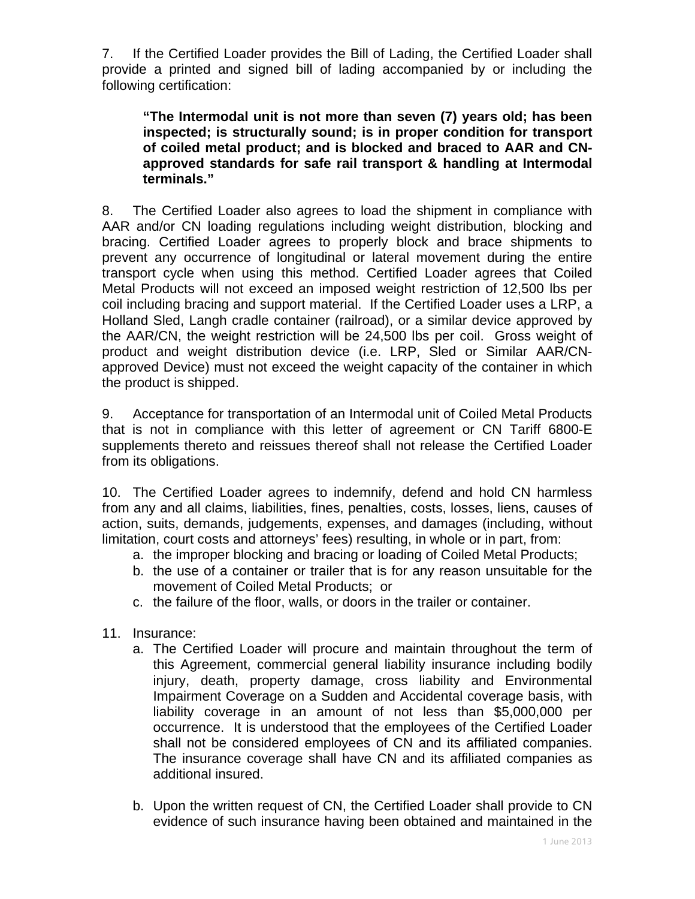7. If the Certified Loader provides the Bill of Lading, the Certified Loader shall provide a printed and signed bill of lading accompanied by or including the following certification:

> **"The Intermodal unit is not more than seven (7) years old; has been inspected; is structurally sound; is in proper condition for transport of coiled metal product; and is blocked and braced to AAR and CN-approved standards for safe rail transport & handling at Intermodal terminals."**

8. The Certified Loader also agrees to load the shipment in compliance with AAR and/or CN loading regulations including weight distribution, blocking and bracing. Certified Loader agrees to properly block and brace shipments to prevent any occurrence of longitudinal or lateral movement during the entire transport cycle when using this method. Certified Loader agrees that Coiled Metal Products will not exceed an imposed weight restriction of 12,500 lbs per coil including bracing and support material. If the Certified Loader uses a LRP, a Holland Sled, Langh cradle container (railroad), or a similar device approved by the AAR/CN, the weight restriction will be 24,500 lbs per coil. Gross weight of product and weight distribution device (i.e. LRP, Sled or Similar AAR/CN-approved Device) must not exceed the weight capacity of the container in which the product is shipped.

9. Acceptance for transportation of an Intermodal unit of Coiled Metal Products that is not in compliance with this letter of agreement or CN Tariff 6800-E supplements thereto and reissues thereof shall not release the Certified Loader from its obligations.

10. The Certified Loader agrees to indemnify, defend and hold CN harmless from any and all claims, liabilities, fines, penalties, costs, losses, liens, causes of action, suits, demands, judgements, expenses, and damages (including, without limitation, court costs and attorneys' fees) resulting, in whole or in part, from:

   a. the improper blocking and bracing or loading of Coiled Metal Products;
   b. the use of a container or trailer that is for any reason unsuitable for the movement of Coiled Metal Products; or
   c. the failure of the floor, walls, or doors in the trailer or container.

11. Insurance:

   a. The Certified Loader will procure and maintain throughout the term of this Agreement, commercial general liability insurance including bodily injury, death, property damage, cross liability and Environmental Impairment Coverage on a Sudden and Accidental coverage basis, with liability coverage in an amount of not less than $5,000,000 per occurrence. It is understood that the employees of the Certified Loader shall not be considered employees of CN and its affiliated companies. The insurance coverage shall have CN and its affiliated companies as additional insured.

   b. Upon the written request of CN, the Certified Loader shall provide to CN evidence of such insurance having been obtained and maintained in the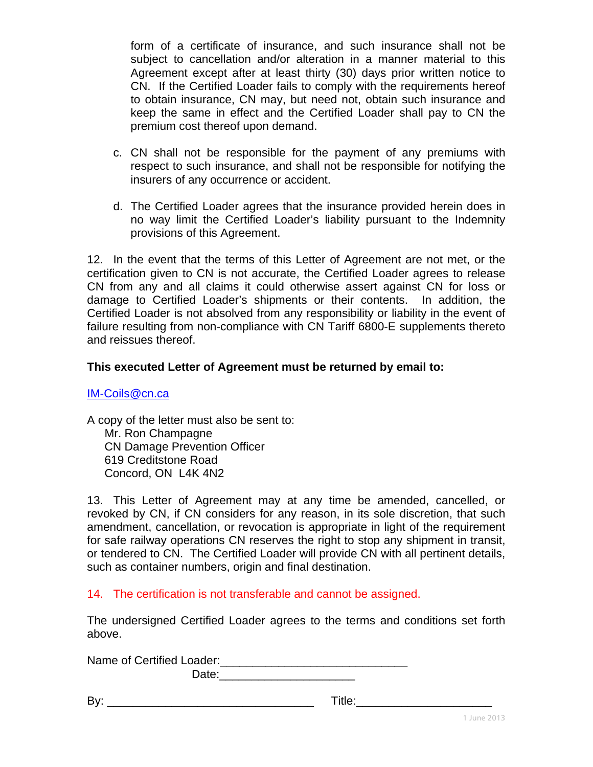form of a certificate of insurance, and such insurance shall not be subject to cancellation and/or alteration in a manner material to this Agreement except after at least thirty (30) days prior written notice to CN. If the Certified Loader fails to comply with the requirements hereof to obtain insurance, CN may, but need not, obtain such insurance and keep the same in effect and the Certified Loader shall pay to CN the premium cost thereof upon demand.

c. CN shall not be responsible for the payment of any premiums with respect to such insurance, and shall not be responsible for notifying the insurers of any occurrence or accident.

d. The Certified Loader agrees that the insurance provided herein does in no way limit the Certified Loader's liability pursuant to the Indemnity provisions of this Agreement.

12. In the event that the terms of this Letter of Agreement are not met, or the certification given to CN is not accurate, the Certified Loader agrees to release CN from any and all claims it could otherwise assert against CN for loss or damage to Certified Loader's shipments or their contents. In addition, the Certified Loader is not absolved from any responsibility or liability in the event of failure resulting from non-compliance with CN Tariff 6800-E supplements thereto and reissues thereof.

**This executed Letter of Agreement must be returned by email to:**

IM-Coils@cn.ca

A copy of the letter must also be sent to:
Mr. Ron Champagne
CN Damage Prevention Officer
619 Creditstone Road
Concord, ON L4K 4N2

13. This Letter of Agreement may at any time be amended, cancelled, or revoked by CN, if CN considers for any reason, in its sole discretion, that such amendment, cancellation, or revocation is appropriate in light of the requirement for safe railway operations CN reserves the right to stop any shipment in transit, or tendered to CN. The Certified Loader will provide CN with all pertinent details, such as container numbers, origin and final destination.

14. The certification is not transferable and cannot be assigned.

The undersigned Certified Loader agrees to the terms and conditions set forth above.

Name of Certified Loader:____________________________
Date:____________________

By: ______________________________ Title:____________________

1 June 2013